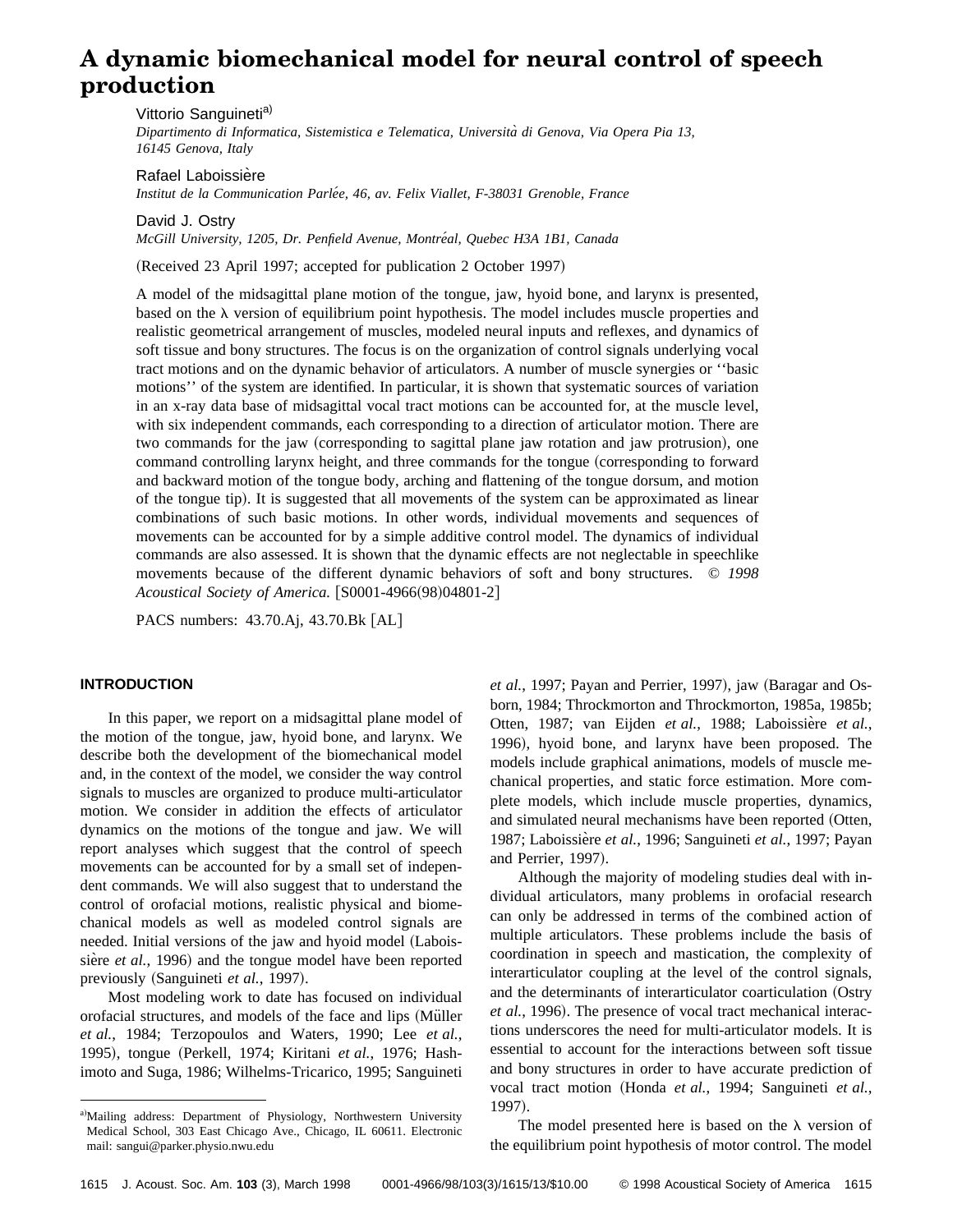# A dynamic biomechanical model for neural control of speech production

Vittorio Sanguineti[a)]

*Dipartimento di Informatica, Sistemistica e Telematica, Università di Genova, Via Opera Pia 13, 16145 Genova, Italy*

Rafael Laboissière

*Institut de la Communication Parlée, 46, av. Felix Viallet, F-38031 Grenoble, France*

David J. Ostry

*McGill University, 1205, Dr. Penfield Avenue, Montréal, Quebec H3A 1B1, Canada*

(Received 23 April 1997; accepted for publication 2 October 1997)

A model of the midsagittal plane motion of the tongue, jaw, hyoid bone, and larynx is presented, based on the λ version of equilibrium point hypothesis. The model includes muscle properties and realistic geometrical arrangement of muscles, modeled neural inputs and reflexes, and dynamics of soft tissue and bony structures. The focus is on the organization of control signals underlying vocal tract motions and on the dynamic behavior of articulators. A number of muscle synergies or "basic motions" of the system are identified. In particular, it is shown that systematic sources of variation in an x-ray data base of midsagittal vocal tract motions can be accounted for, at the muscle level, with six independent commands, each corresponding to a direction of articulator motion. There are two commands for the jaw (corresponding to sagittal plane jaw rotation and jaw protrusion), one command controlling larynx height, and three commands for the tongue (corresponding to forward and backward motion of the tongue body, arching and flattening of the tongue dorsum, and motion of the tongue tip). It is suggested that all movements of the system can be approximated as linear combinations of such basic motions. In other words, individual movements and sequences of movements can be accounted for by a simple additive control model. The dynamics of individual commands are also assessed. It is shown that the dynamic effects are not neglectable in speechlike movements because of the different dynamic behaviors of soft and bony structures. © *1998 Acoustical Society of America.* [S0001-4966(98)04801-2]

PACS numbers: 43.70.Aj, 43.70.Bk [AL]

## INTRODUCTION

In this paper, we report on a midsagittal plane model of the motion of the tongue, jaw, hyoid bone, and larynx. We describe both the development of the biomechanical model and, in the context of the model, we consider the way control signals to muscles are organized to produce multi-articulator motion. We consider in addition the effects of articulator dynamics on the motions of the tongue and jaw. We will report analyses which suggest that the control of speech movements can be accounted for by a small set of independent commands. We will also suggest that to understand the control of orofacial motions, realistic physical and biomechanical models as well as modeled control signals are needed. Initial versions of the jaw and hyoid model (Laboissière *et al.*, 1996) and the tongue model have been reported previously (Sanguineti *et al.*, 1997).

Most modeling work to date has focused on individual orofacial structures, and models of the face and lips (Müller *et al.*, 1984; Terzopoulos and Waters, 1990; Lee *et al.*, 1995), tongue (Perkell, 1974; Kiritani *et al.*, 1976; Hashimoto and Suga, 1986; Wilhelms-Tricarico, 1995; Sanguineti *et al.*, 1997; Payan and Perrier, 1997), jaw (Baragar and Osborn, 1984; Throckmorton and Throckmorton, 1985a, 1985b; Otten, 1987; van Eijden *et al.*, 1988; Laboissière *et al.*, 1996), hyoid bone, and larynx have been proposed. The models include graphical animations, models of muscle mechanical properties, and static force estimation. More complete models, which include muscle properties, dynamics, and simulated neural mechanisms have been reported (Otten, 1987; Laboissière *et al.*, 1996; Sanguineti *et al.*, 1997; Payan and Perrier, 1997).

Although the majority of modeling studies deal with individual articulators, many problems in orofacial research can only be addressed in terms of the combined action of multiple articulators. These problems include the basis of coordination in speech and mastication, the complexity of interarticulator coupling at the level of the control signals, and the determinants of interarticulator coarticulation (Ostry *et al.*, 1996). The presence of vocal tract mechanical interactions underscores the need for multi-articulator models. It is essential to account for the interactions between soft tissue and bony structures in order to have accurate prediction of vocal tract motion (Honda *et al.*, 1994; Sanguineti *et al.*, 1997).

The model presented here is based on the λ version of the equilibrium point hypothesis of motor control. The model

---

[a)]Mailing address: Department of Physiology, Northwestern University Medical School, 303 East Chicago Ave., Chicago, IL 60611. Electronic mail: sangui@parker.physio.nwu.edu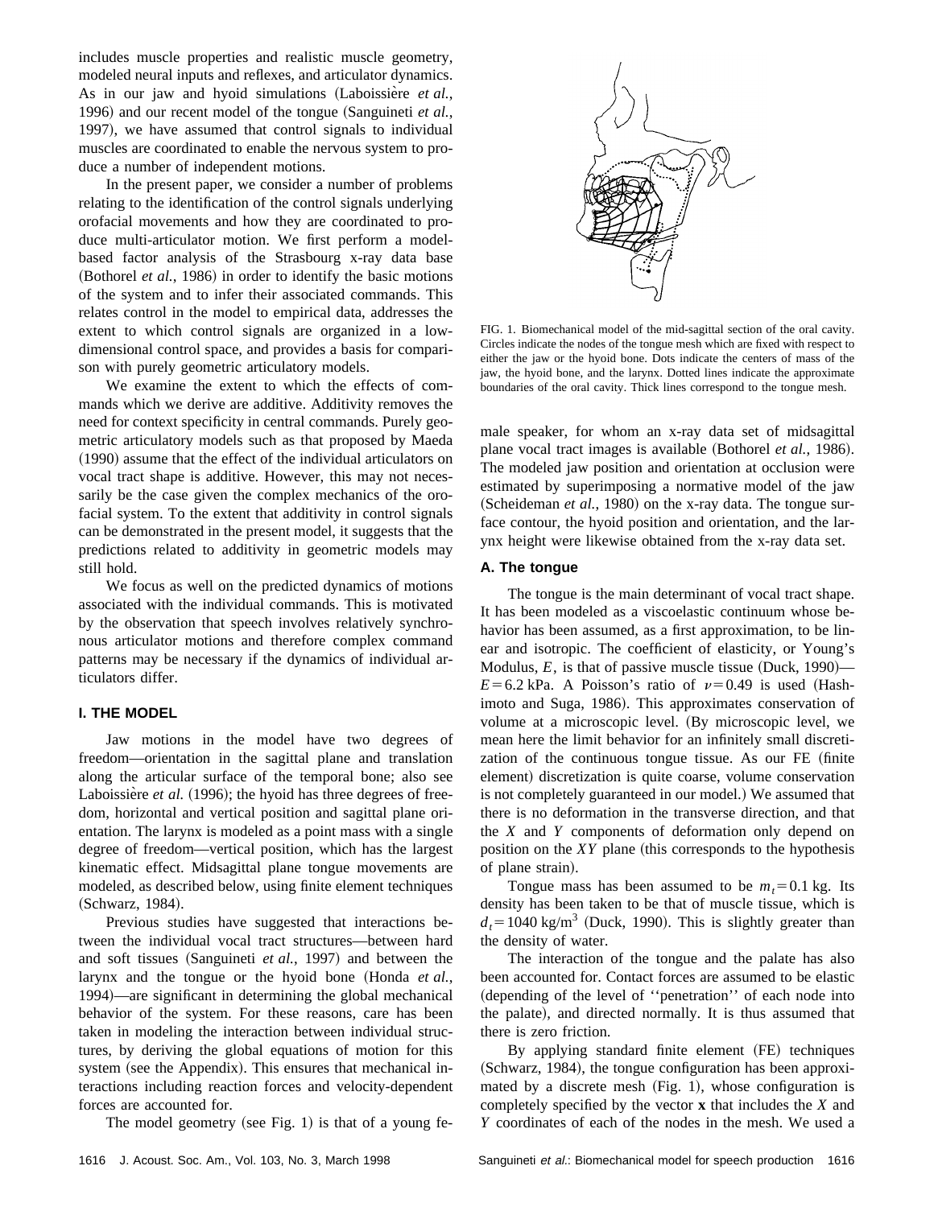includes muscle properties and realistic muscle geometry, modeled neural inputs and reflexes, and articulator dynamics. As in our jaw and hyoid simulations (Laboissière *et al.*, 1996) and our recent model of the tongue (Sanguineti *et al.*, 1997), we have assumed that control signals to individual muscles are coordinated to enable the nervous system to produce a number of independent motions.

In the present paper, we consider a number of problems relating to the identification of the control signals underlying orofacial movements and how they are coordinated to produce multi-articulator motion. We first perform a model-based factor analysis of the Strasbourg x-ray data base (Bothorel *et al.*, 1986) in order to identify the basic motions of the system and to infer their associated commands. This relates control in the model to empirical data, addresses the extent to which control signals are organized in a low-dimensional control space, and provides a basis for comparison with purely geometric articulatory models.

We examine the extent to which the effects of commands which we derive are additive. Additivity removes the need for context specificity in central commands. Purely geometric articulatory models such as that proposed by Maeda (1990) assume that the effect of the individual articulators on vocal tract shape is additive. However, this may not necessarily be the case given the complex mechanics of the orofacial system. To the extent that additivity in control signals can be demonstrated in the present model, it suggests that the predictions related to additivity in geometric models may still hold.

We focus as well on the predicted dynamics of motions associated with the individual commands. This is motivated by the observation that speech involves relatively synchronous articulator motions and therefore complex command patterns may be necessary if the dynamics of individual articulators differ.

## I. THE MODEL

Jaw motions in the model have two degrees of freedom—orientation in the sagittal plane and translation along the articular surface of the temporal bone; also see Laboissière *et al.* (1996); the hyoid has three degrees of freedom, horizontal and vertical position and sagittal plane orientation. The larynx is modeled as a point mass with a single degree of freedom—vertical position, which has the largest kinematic effect. Midsagittal plane tongue movements are modeled, as described below, using finite element techniques (Schwarz, 1984).

Previous studies have suggested that interactions between the individual vocal tract structures—between hard and soft tissues (Sanguineti *et al.*, 1997) and between the larynx and the tongue or the hyoid bone (Honda *et al.*, 1994)—are significant in determining the global mechanical behavior of the system. For these reasons, care has been taken in modeling the interaction between individual structures, by deriving the global equations of motion for this system (see the Appendix). This ensures that mechanical interactions including reaction forces and velocity-dependent forces are accounted for.

The model geometry (see Fig. 1) is that of a young female speaker, for whom an x-ray data set of midsagittal plane vocal tract images is available (Bothorel *et al.*, 1986). The modeled jaw position and orientation at occlusion were estimated by superimposing a normative model of the jaw (Scheideman *et al.*, 1980) on the x-ray data. The tongue surface contour, the hyoid position and orientation, and the larynx height were likewise obtained from the x-ray data set.

FIG. 1. Biomechanical model of the mid-sagittal section of the oral cavity. Circles indicate the nodes of the tongue mesh which are fixed with respect to either the jaw or the hyoid bone. Dots indicate the centers of mass of the jaw, the hyoid bone, and the larynx. Dotted lines indicate the approximate boundaries of the oral cavity. Thick lines correspond to the tongue mesh.

### A. The tongue

The tongue is the main determinant of vocal tract shape. It has been modeled as a viscoelastic continuum whose behavior has been assumed, as a first approximation, to be linear and isotropic. The coefficient of elasticity, or Young's Modulus, $E$, is that of passive muscle tissue (Duck, 1990)—$E = 6.2$ kPa. A Poisson's ratio of $\nu = 0.49$ is used (Hashimoto and Suga, 1986). This approximates conservation of volume at a microscopic level. (By microscopic level, we mean here the limit behavior for an infinitely small discretization of the continuous tongue tissue. As our FE (finite element) discretization is quite coarse, volume conservation is not completely guaranteed in our model.) We assumed that there is no deformation in the transverse direction, and that the $X$ and $Y$ components of deformation only depend on position on the $XY$ plane (this corresponds to the hypothesis of plane strain).

Tongue mass has been assumed to be $m_t = 0.1$ kg. Its density has been taken to be that of muscle tissue, which is $d_t = 1040$ kg/m$^3$ (Duck, 1990). This is slightly greater than the density of water.

The interaction of the tongue and the palate has also been accounted for. Contact forces are assumed to be elastic (depending of the level of "penetration" of each node into the palate), and directed normally. It is thus assumed that there is zero friction.

By applying standard finite element (FE) techniques (Schwarz, 1984), the tongue configuration has been approximated by a discrete mesh (Fig. 1), whose configuration is completely specified by the vector $\mathbf{x}$ that includes the $X$ and $Y$ coordinates of each of the nodes in the mesh. We used a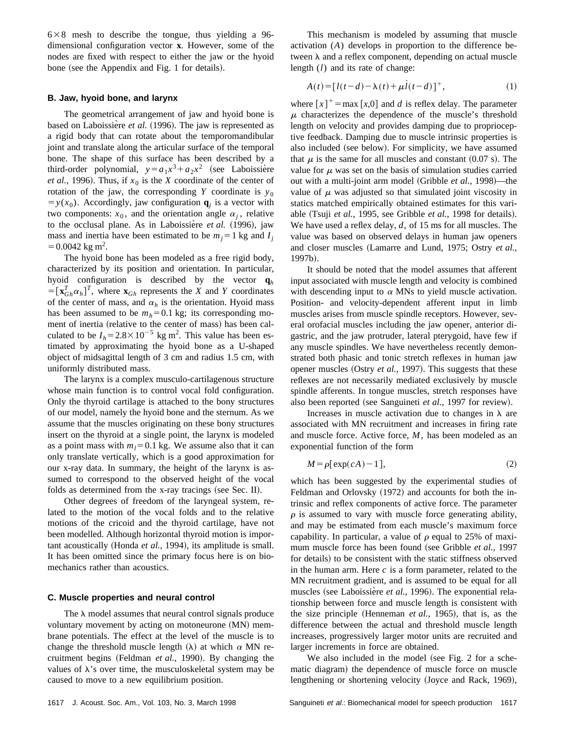$6 \times 8$ mesh to describe the tongue, thus yielding a 96-dimensional configuration vector **x**. However, some of the nodes are fixed with respect to either the jaw or the hyoid bone (see the Appendix and Fig. 1 for details).

### B. Jaw, hyoid bone, and larynx

The geometrical arrangement of jaw and hyoid bone is based on Laboissière *et al.* (1996). The jaw is represented as a rigid body that can rotate about the temporomandibular joint and translate along the articular surface of the temporal bone. The shape of this surface has been described by a third-order polynomial, $y = a_1 x^3 + a_2 x^2$ (see Laboissière *et al.*, 1996). Thus, if $x_0$ is the $X$ coordinate of the center of rotation of the jaw, the corresponding $Y$ coordinate is $y_0 = y(x_0)$. Accordingly, jaw configuration $\mathbf{q}_j$ is a vector with two components: $x_0$, and the orientation angle $\alpha_j$, relative to the occlusal plane. As in Laboissière *et al.* (1996), jaw mass and inertia have been estimated to be $m_j = 1$ kg and $I_j = 0.0042$ kg m$^2$.

The hyoid bone has been modeled as a free rigid body, characterized by its position and orientation. In particular, hyoid configuration is described by the vector $\mathbf{q}_h = [\mathbf{x}_{Gh}^T \alpha_h]^T$, where $\mathbf{x}_{Gh}$ represents the $X$ and $Y$ coordinates of the center of mass, and $\alpha_h$ is the orientation. Hyoid mass has been assumed to be $m_h = 0.1$ kg; its corresponding moment of inertia (relative to the center of mass) has been calculated to be $I_h = 2.8 \times 10^{-5}$ kg m$^2$. This value has been estimated by approximating the hyoid bone as a U-shaped object of midsagittal length of 3 cm and radius 1.5 cm, with uniformly distributed mass.

The larynx is a complex musculo-cartilagenous structure whose main function is to control vocal fold configuration. Only the thyroid cartilage is attached to the bony structures of our model, namely the hyoid bone and the sternum. As we assume that the muscles originating on these bony structures insert on the thyroid at a single point, the larynx is modeled as a point mass with $m_l = 0.1$ kg. We assume also that it can only translate vertically, which is a good approximation for our x-ray data. In summary, the height of the larynx is assumed to correspond to the observed height of the vocal folds as determined from the x-ray tracings (see Sec. II).

Other degrees of freedom of the laryngeal system, related to the motion of the vocal folds and to the relative motions of the cricoid and the thyroid cartilage, have not been modelled. Although horizontal thyroid motion is important acoustically (Honda *et al.*, 1994), its amplitude is small. It has been omitted since the primary focus here is on biomechanics rather than acoustics.

### C. Muscle properties and neural control

The λ model assumes that neural control signals produce voluntary movement by acting on motoneurone (MN) membrane potentials. The effect at the level of the muscle is to change the threshold muscle length (λ) at which $\alpha$ MN recruitment begins (Feldman *et al.*, 1990). By changing the values of λ's over time, the musculoskeletal system may be caused to move to a new equilibrium position.

This mechanism is modeled by assuming that muscle activation ($A$) develops in proportion to the difference between λ and a reflex component, depending on actual muscle length ($l$) and its rate of change:

$$A(t) = [l(t-d) - \lambda(t) + \mu \dot{l}(t-d)]^+, \tag{1}$$

where $[x]^+ = \max[x, 0]$ and $d$ is reflex delay. The parameter $\mu$ characterizes the dependence of the muscle's threshold length on velocity and provides damping due to proprioceptive feedback. Damping due to muscle intrinsic properties is also included (see below). For simplicity, we have assumed that $\mu$ is the same for all muscles and constant (0.07 s). The value for $\mu$ was set on the basis of simulation studies carried out with a multi-joint arm model (Gribble *et al.*, 1998)—the value of $\mu$ was adjusted so that simulated joint viscosity in statics matched empirically obtained estimates for this variable (Tsuji *et al.*, 1995, see Gribble *et al.*, 1998 for details). We have used a reflex delay, $d$, of 15 ms for all muscles. The value was based on observed delays in human jaw openers and closer muscles (Lamarre and Lund, 1975; Ostry *et al.*, 1997b).

It should be noted that the model assumes that afferent input associated with muscle length and velocity is combined with descending input to $\alpha$ MNs to yield muscle activation. Position- and velocity-dependent afferent input in limb muscles arises from muscle spindle receptors. However, several orofacial muscles including the jaw opener, anterior digastric, and the jaw protruder, lateral pterygoid, have few if any muscle spindles. We have nevertheless recently demonstrated both phasic and tonic stretch reflexes in human jaw opener muscles (Ostry *et al.*, 1997). This suggests that these reflexes are not necessarily mediated exclusively by muscle spindle afferents. In tongue muscles, stretch responses have also been reported (see Sanguineti *et al.*, 1997 for review).

Increases in muscle activation due to changes in λ are associated with MN recruitment and increases in firing rate and muscle force. Active force, $M$, has been modeled as an exponential function of the form

$$M = \rho[\exp(cA) - 1], \tag{2}$$

which has been suggested by the experimental studies of Feldman and Orlovsky (1972) and accounts for both the intrinsic and reflex components of active force. The parameter $\rho$ is assumed to vary with muscle force generating ability, and may be estimated from each muscle's maximum force capability. In particular, a value of $\rho$ equal to 25% of maximum muscle force has been found (see Gribble *et al.*, 1997 for details) to be consistent with the static stiffness observed in the human arm. Here $c$ is a form parameter, related to the MN recruitment gradient, and is assumed to be equal for all muscles (see Laboissière *et al.*, 1996). The exponential relationship between force and muscle length is consistent with the size principle (Henneman *et al.*, 1965), that is, as the difference between the actual and threshold muscle length increases, progressively larger motor units are recruited and larger increments in force are obtained.

We also included in the model (see Fig. 2 for a schematic diagram) the dependence of muscle force on muscle lengthening or shortening velocity (Joyce and Rack, 1969),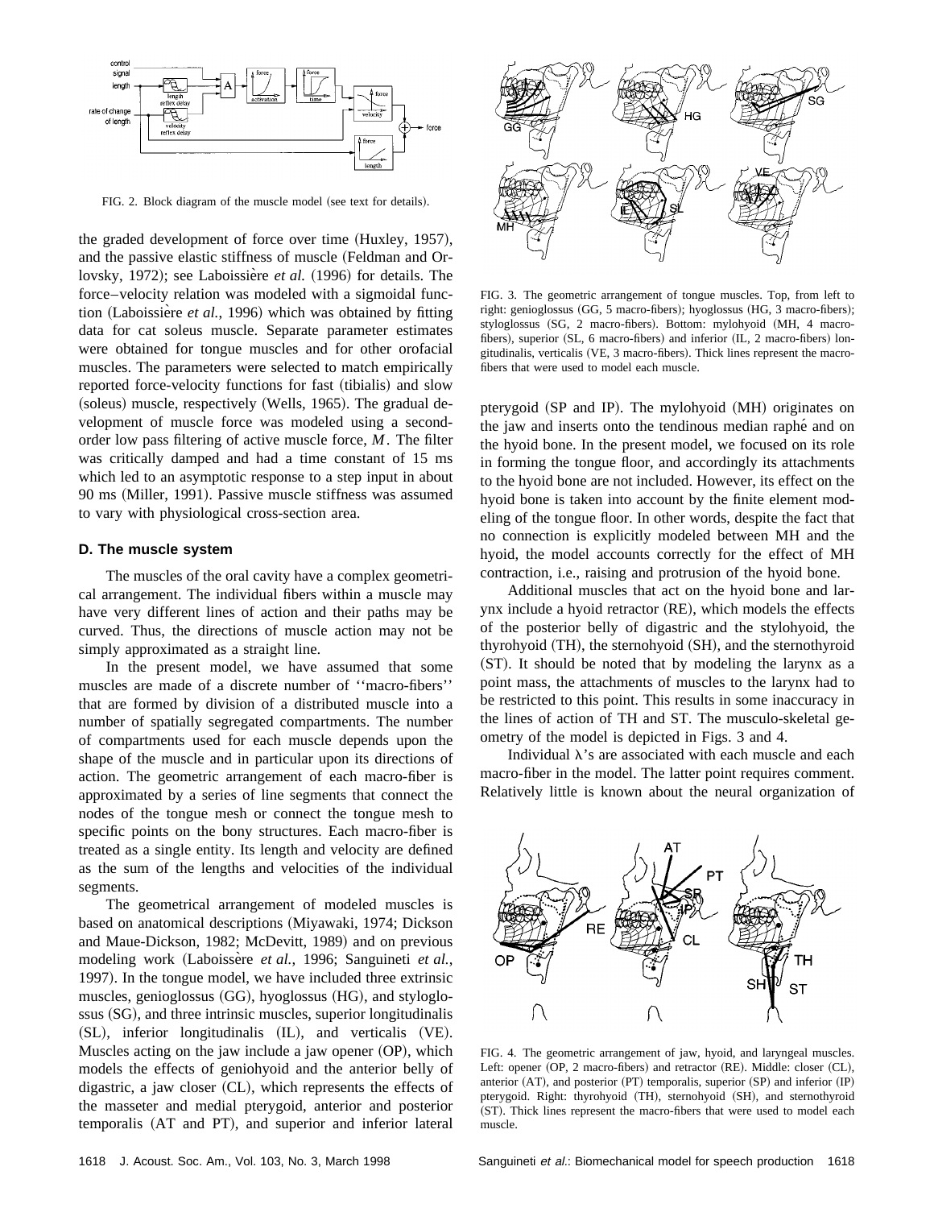control signal
length
length reflex delay
rate of change of length
velocity reflex delay
A
force
activation
force
time
force
velocity
force
force
length

FIG. 2. Block diagram of the muscle model (see text for details).

the graded development of force over time (Huxley, 1957), and the passive elastic stiffness of muscle (Feldman and Orlovsky, 1972); see Laboissière *et al.* (1996) for details. The force–velocity relation was modeled with a sigmoidal function (Laboissière *et al.*, 1996) which was obtained by fitting data for cat soleus muscle. Separate parameter estimates were obtained for tongue muscles and for other orofacial muscles. The parameters were selected to match empirically reported force-velocity functions for fast (tibialis) and slow (soleus) muscle, respectively (Wells, 1965). The gradual development of muscle force was modeled using a second-order low pass filtering of active muscle force, $M$. The filter was critically damped and had a time constant of 15 ms which led to an asymptotic response to a step input in about 90 ms (Miller, 1991). Passive muscle stiffness was assumed to vary with physiological cross-section area.

### D. The muscle system

The muscles of the oral cavity have a complex geometrical arrangement. The individual fibers within a muscle may have very different lines of action and their paths may be curved. Thus, the directions of muscle action may not be simply approximated as a straight line.

In the present model, we have assumed that some muscles are made of a discrete number of ''macro-fibers'' that are formed by division of a distributed muscle into a number of spatially segregated compartments. The number of compartments used for each muscle depends upon the shape of the muscle and in particular upon its directions of action. The geometric arrangement of each macro-fiber is approximated by a series of line segments that connect the nodes of the tongue mesh or connect the tongue mesh to specific points on the bony structures. Each macro-fiber is treated as a single entity. Its length and velocity are defined as the sum of the lengths and velocities of the individual segments.

The geometrical arrangement of modeled muscles is based on anatomical descriptions (Miyawaki, 1974; Dickson and Maue-Dickson, 1982; McDevitt, 1989) and on previous modeling work (Laboissère *et al.*, 1996; Sanguineti *et al.*, 1997). In the tongue model, we have included three extrinsic muscles, genioglossus (GG), hyoglossus (HG), and styloglossus (SG), and three intrinsic muscles, superior longitudinalis (SL), inferior longitudinalis (IL), and verticalis (VE). Muscles acting on the jaw include a jaw opener (OP), which models the effects of geniohyoid and the anterior belly of digastric, a jaw closer (CL), which represents the effects of the masseter and medial pterygoid, anterior and posterior temporalis (AT and PT), and superior and inferior lateral

GG
HG
SG
MH
IL
SL
VE

FIG. 3. The geometric arrangement of tongue muscles. Top, from left to right: genioglossus (GG, 5 macro-fibers); hyoglossus (HG, 3 macro-fibers); styloglossus (SG, 2 macro-fibers). Bottom: mylohyoid (MH, 4 macro-fibers), superior (SL, 6 macro-fibers) and inferior (IL, 2 macro-fibers) longitudinalis, verticalis (VE, 3 macro-fibers). Thick lines represent the macro-fibers that were used to model each muscle.

pterygoid (SP and IP). The mylohyoid (MH) originates on the jaw and inserts onto the tendinous median raphé and on the hyoid bone. In the present model, we focused on its role in forming the tongue floor, and accordingly its attachments to the hyoid bone are not included. However, its effect on the hyoid bone is taken into account by the finite element modeling of the tongue floor. In other words, despite the fact that no connection is explicitly modeled between MH and the hyoid, the model accounts correctly for the effect of MH contraction, i.e., raising and protrusion of the hyoid bone.

Additional muscles that act on the hyoid bone and larynx include a hyoid retractor (RE), which models the effects of the posterior belly of digastric and the stylohyoid, the thyrohyoid (TH), the sternohyoid (SH), and the sternothyroid (ST). It should be noted that by modeling the larynx as a point mass, the attachments of muscles to the larynx had to be restricted to this point. This results in some inaccuracy in the lines of action of TH and ST. The musculo-skeletal geometry of the model is depicted in Figs. 3 and 4.

Individual $\lambda$'s are associated with each muscle and each macro-fiber in the model. The latter point requires comment. Relatively little is known about the neural organization of

AT
PT
SP
IP
RE
CL
OP
TH
SH
ST

FIG. 4. The geometric arrangement of jaw, hyoid, and laryngeal muscles. Left: opener (OP, 2 macro-fibers) and retractor (RE). Middle: closer (CL), anterior (AT), and posterior (PT) temporalis, superior (SP) and inferior (IP) pterygoid. Right: thyrohyoid (TH), sternohyoid (SH), and sternothyroid (ST). Thick lines represent the macro-fibers that were used to model each muscle.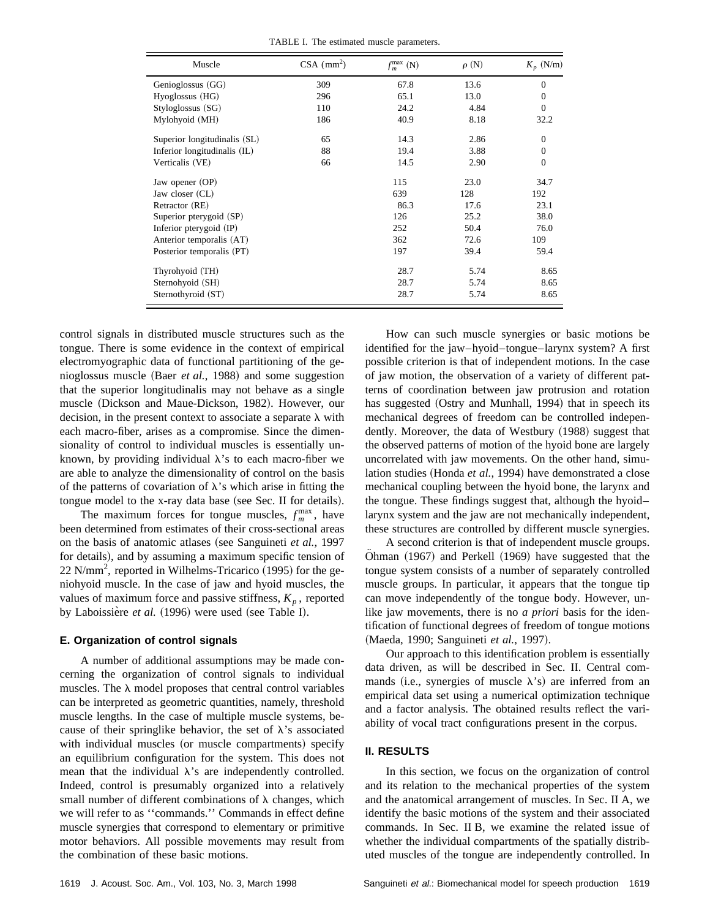TABLE I. The estimated muscle parameters.

| Muscle | CSA ($mm^2$) | $f_m^{max}$ (N) | $\rho$ (N) | $K_p$ (N/m) |
|---|---|---|---|---|
| Genioglossus (GG) | 309 | 67.8 | 13.6 | 0 |
| Hyoglossus (HG) | 296 | 65.1 | 13.0 | 0 |
| Styloglossus (SG) | 110 | 24.2 | 4.84 | 0 |
| Mylohyoid (MH) | 186 | 40.9 | 8.18 | 32.2 |
| Superior longitudinalis (SL) | 65 | 14.3 | 2.86 | 0 |
| Inferior longitudinalis (IL) | 88 | 19.4 | 3.88 | 0 |
| Verticalis (VE) | 66 | 14.5 | 2.90 | 0 |
| Jaw opener (OP) | | 115 | 23.0 | 34.7 |
| Jaw closer (CL) | | 639 | 128 | 192 |
| Retractor (RE) | | 86.3 | 17.6 | 23.1 |
| Superior pterygoid (SP) | | 126 | 25.2 | 38.0 |
| Inferior pterygoid (IP) | | 252 | 50.4 | 76.0 |
| Anterior temporalis (AT) | | 362 | 72.6 | 109 |
| Posterior temporalis (PT) | | 197 | 39.4 | 59.4 |
| Thyrohyoid (TH) | | 28.7 | 5.74 | 8.65 |
| Sternohyoid (SH) | | 28.7 | 5.74 | 8.65 |
| Sternothyroid (ST) | | 28.7 | 5.74 | 8.65 |

control signals in distributed muscle structures such as the tongue. There is some evidence in the context of empirical electromyographic data of functional partitioning of the genioglossus muscle (Baer *et al.*, 1988) and some suggestion that the superior longitudinalis may not behave as a single muscle (Dickson and Maue-Dickson, 1982). However, our decision, in the present context to associate a separate $\lambda$ with each macro-fiber, arises as a compromise. Since the dimensionality of control to individual muscles is essentially unknown, by providing individual $\lambda$'s to each macro-fiber we are able to analyze the dimensionality of control on the basis of the patterns of covariation of $\lambda$'s which arise in fitting the tongue model to the x-ray data base (see Sec. II for details).

The maximum forces for tongue muscles, $f_m^{max}$, have been determined from estimates of their cross-sectional areas on the basis of anatomic atlases (see Sanguineti *et al.*, 1997 for details), and by assuming a maximum specific tension of 22 N/mm$^2$, reported in Wilhelms-Tricarico (1995) for the geniohyoid muscle. In the case of jaw and hyoid muscles, the values of maximum force and passive stiffness, $K_p$, reported by Laboissière *et al.* (1996) were used (see Table I).

### E. Organization of control signals

A number of additional assumptions may be made concerning the organization of control signals to individual muscles. The $\lambda$ model proposes that central control variables can be interpreted as geometric quantities, namely, threshold muscle lengths. In the case of multiple muscle systems, because of their springlike behavior, the set of $\lambda$'s associated with individual muscles (or muscle compartments) specify an equilibrium configuration for the system. This does not mean that the individual $\lambda$'s are independently controlled. Indeed, control is presumably organized into a relatively small number of different combinations of $\lambda$ changes, which we will refer to as ''commands.'' Commands in effect define muscle synergies that correspond to elementary or primitive motor behaviors. All possible movements may result from the combination of these basic motions.

How can such muscle synergies or basic motions be identified for the jaw–hyoid–tongue–larynx system? A first possible criterion is that of independent motions. In the case of jaw motion, the observation of a variety of different patterns of coordination between jaw protrusion and rotation has suggested (Ostry and Munhall, 1994) that in speech its mechanical degrees of freedom can be controlled independently. Moreover, the data of Westbury (1988) suggest that the observed patterns of motion of the hyoid bone are largely uncorrelated with jaw movements. On the other hand, simulation studies (Honda *et al.*, 1994) have demonstrated a close mechanical coupling between the hyoid bone, the larynx and the tongue. These findings suggest that, although the hyoid–larynx system and the jaw are not mechanically independent, these structures are controlled by different muscle synergies.

A second criterion is that of independent muscle groups. Öhman (1967) and Perkell (1969) have suggested that the tongue system consists of a number of separately controlled muscle groups. In particular, it appears that the tongue tip can move independently of the tongue body. However, unlike jaw movements, there is no *a priori* basis for the identification of functional degrees of freedom of tongue motions (Maeda, 1990; Sanguineti *et al.*, 1997).

Our approach to this identification problem is essentially data driven, as will be described in Sec. II. Central commands (i.e., synergies of muscle $\lambda$'s) are inferred from an empirical data set using a numerical optimization technique and a factor analysis. The obtained results reflect the variability of vocal tract configurations present in the corpus.

## II. RESULTS

In this section, we focus on the organization of control and its relation to the mechanical properties of the system and the anatomical arrangement of muscles. In Sec. II A, we identify the basic motions of the system and their associated commands. In Sec. II B, we examine the related issue of whether the individual compartments of the spatially distributed muscles of the tongue are independently controlled. In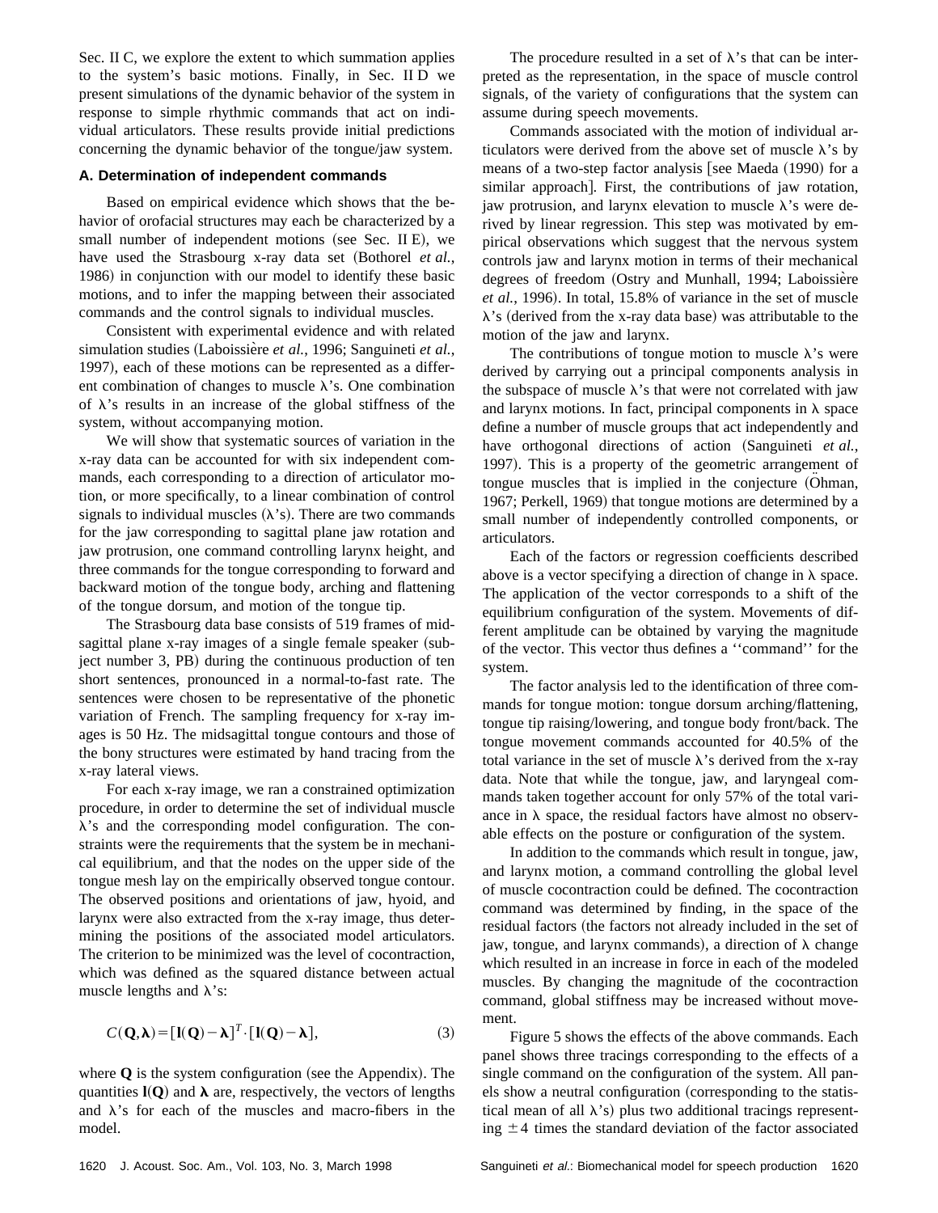Sec. II C, we explore the extent to which summation applies to the system's basic motions. Finally, in Sec. II D we present simulations of the dynamic behavior of the system in response to simple rhythmic commands that act on individual articulators. These results provide initial predictions concerning the dynamic behavior of the tongue/jaw system.

### A. Determination of independent commands

Based on empirical evidence which shows that the behavior of orofacial structures may each be characterized by a small number of independent motions (see Sec. II E), we have used the Strasbourg x-ray data set (Bothorel *et al.*, 1986) in conjunction with our model to identify these basic motions, and to infer the mapping between their associated commands and the control signals to individual muscles.

Consistent with experimental evidence and with related simulation studies (Laboissière *et al.*, 1996; Sanguineti *et al.*, 1997), each of these motions can be represented as a different combination of changes to muscle λ's. One combination of λ's results in an increase of the global stiffness of the system, without accompanying motion.

We will show that systematic sources of variation in the x-ray data can be accounted for with six independent commands, each corresponding to a direction of articulator motion, or more specifically, to a linear combination of control signals to individual muscles (λ's). There are two commands for the jaw corresponding to sagittal plane jaw rotation and jaw protrusion, one command controlling larynx height, and three commands for the tongue corresponding to forward and backward motion of the tongue body, arching and flattening of the tongue dorsum, and motion of the tongue tip.

The Strasbourg data base consists of 519 frames of midsagittal plane x-ray images of a single female speaker (subject number 3, PB) during the continuous production of ten short sentences, pronounced in a normal-to-fast rate. The sentences were chosen to be representative of the phonetic variation of French. The sampling frequency for x-ray images is 50 Hz. The midsagittal tongue contours and those of the bony structures were estimated by hand tracing from the x-ray lateral views.

For each x-ray image, we ran a constrained optimization procedure, in order to determine the set of individual muscle λ's and the corresponding model configuration. The constraints were the requirements that the system be in mechanical equilibrium, and that the nodes on the upper side of the tongue mesh lay on the empirically observed tongue contour. The observed positions and orientations of jaw, hyoid, and larynx were also extracted from the x-ray image, thus determining the positions of the associated model articulators. The criterion to be minimized was the level of cocontraction, which was defined as the squared distance between actual muscle lengths and λ's:

$$C(\mathbf{Q},\boldsymbol{\lambda}) = [\mathbf{l}(\mathbf{Q}) - \boldsymbol{\lambda}]^T \cdot [\mathbf{l}(\mathbf{Q}) - \boldsymbol{\lambda}], \tag{3}$$

where $\mathbf{Q}$ is the system configuration (see the Appendix). The quantities $\mathbf{l}(\mathbf{Q})$ and $\boldsymbol{\lambda}$ are, respectively, the vectors of lengths and λ's for each of the muscles and macro-fibers in the model.

The procedure resulted in a set of λ's that can be interpreted as the representation, in the space of muscle control signals, of the variety of configurations that the system can assume during speech movements.

Commands associated with the motion of individual articulators were derived from the above set of muscle λ's by means of a two-step factor analysis [see Maeda (1990) for a similar approach]. First, the contributions of jaw rotation, jaw protrusion, and larynx elevation to muscle λ's were derived by linear regression. This step was motivated by empirical observations which suggest that the nervous system controls jaw and larynx motion in terms of their mechanical degrees of freedom (Ostry and Munhall, 1994; Laboissière *et al.*, 1996). In total, 15.8% of variance in the set of muscle λ's (derived from the x-ray data base) was attributable to the motion of the jaw and larynx.

The contributions of tongue motion to muscle λ's were derived by carrying out a principal components analysis in the subspace of muscle λ's that were not correlated with jaw and larynx motions. In fact, principal components in λ space define a number of muscle groups that act independently and have orthogonal directions of action (Sanguineti *et al.*, 1997). This is a property of the geometric arrangement of tongue muscles that is implied in the conjecture (Öhman, 1967; Perkell, 1969) that tongue motions are determined by a small number of independently controlled components, or articulators.

Each of the factors or regression coefficients described above is a vector specifying a direction of change in λ space. The application of the vector corresponds to a shift of the equilibrium configuration of the system. Movements of different amplitude can be obtained by varying the magnitude of the vector. This vector thus defines a ''command'' for the system.

The factor analysis led to the identification of three commands for tongue motion: tongue dorsum arching/flattening, tongue tip raising/lowering, and tongue body front/back. The tongue movement commands accounted for 40.5% of the total variance in the set of muscle λ's derived from the x-ray data. Note that while the tongue, jaw, and laryngeal commands taken together account for only 57% of the total variance in λ space, the residual factors have almost no observable effects on the posture or configuration of the system.

In addition to the commands which result in tongue, jaw, and larynx motion, a command controlling the global level of muscle cocontraction could be defined. The cocontraction command was determined by finding, in the space of the residual factors (the factors not already included in the set of jaw, tongue, and larynx commands), a direction of λ change which resulted in an increase in force in each of the modeled muscles. By changing the magnitude of the cocontraction command, global stiffness may be increased without movement.

Figure 5 shows the effects of the above commands. Each panel shows three tracings corresponding to the effects of a single command on the configuration of the system. All panels show a neutral configuration (corresponding to the statistical mean of all λ's) plus two additional tracings representing ±4 times the standard deviation of the factor associated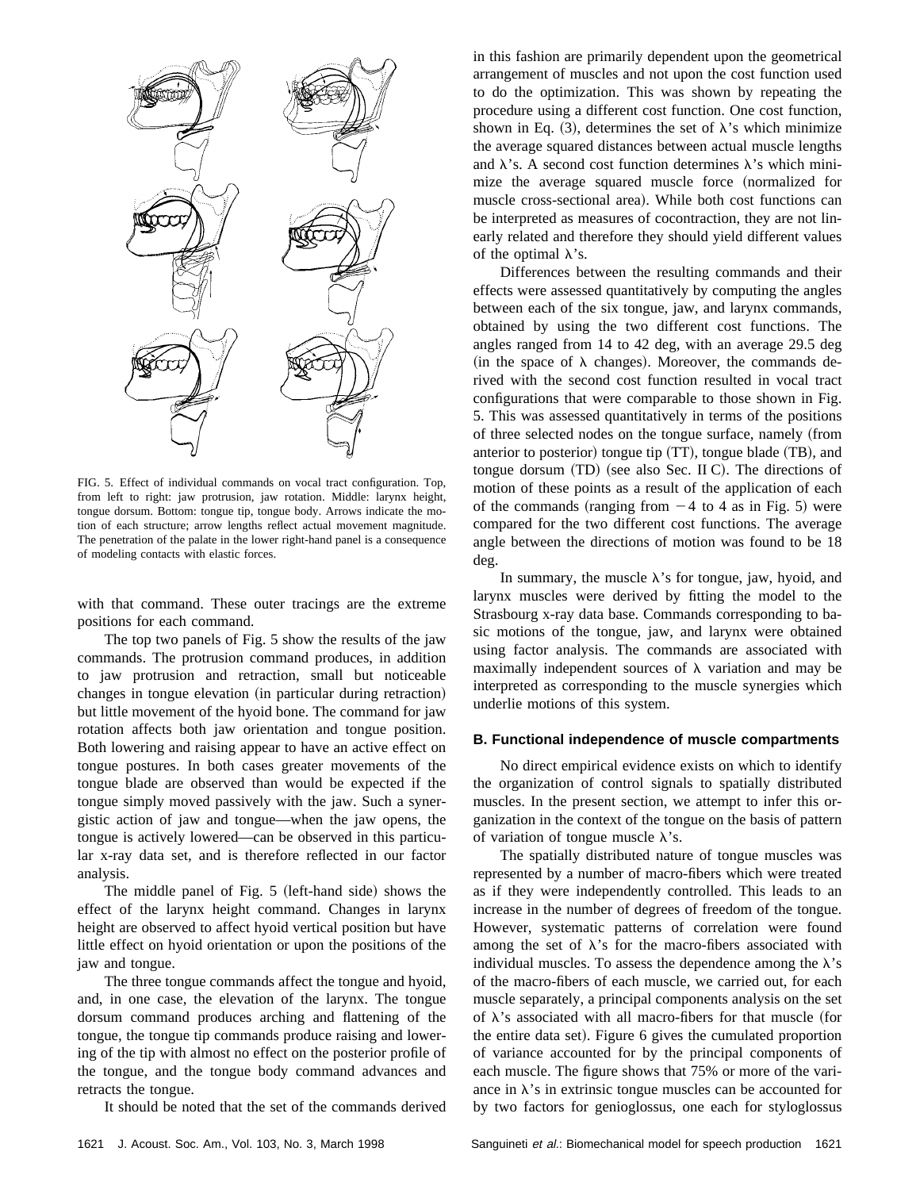FIG. 5. Effect of individual commands on vocal tract configuration. Top, from left to right: jaw protrusion, jaw rotation. Middle: larynx height, tongue dorsum. Bottom: tongue tip, tongue body. Arrows indicate the motion of each structure; arrow lengths reflect actual movement magnitude. The penetration of the palate in the lower right-hand panel is a consequence of modeling contacts with elastic forces.

with that command. These outer tracings are the extreme positions for each command.

The top two panels of Fig. 5 show the results of the jaw commands. The protrusion command produces, in addition to jaw protrusion and retraction, small but noticeable changes in tongue elevation (in particular during retraction) but little movement of the hyoid bone. The command for jaw rotation affects both jaw orientation and tongue position. Both lowering and raising appear to have an active effect on tongue postures. In both cases greater movements of the tongue blade are observed than would be expected if the tongue simply moved passively with the jaw. Such a synergistic action of jaw and tongue—when the jaw opens, the tongue is actively lowered—can be observed in this particular x-ray data set, and is therefore reflected in our factor analysis.

The middle panel of Fig. 5 (left-hand side) shows the effect of the larynx height command. Changes in larynx height are observed to affect hyoid vertical position but have little effect on hyoid orientation or upon the positions of the jaw and tongue.

The three tongue commands affect the tongue and hyoid, and, in one case, the elevation of the larynx. The tongue dorsum command produces arching and flattening of the tongue, the tongue tip commands produce raising and lowering of the tip with almost no effect on the posterior profile of the tongue, and the tongue body command advances and retracts the tongue.

It should be noted that the set of the commands derived in this fashion are primarily dependent upon the geometrical arrangement of muscles and not upon the cost function used to do the optimization. This was shown by repeating the procedure using a different cost function. One cost function, shown in Eq. (3), determines the set of $\lambda$'s which minimize the average squared distances between actual muscle lengths and $\lambda$'s. A second cost function determines $\lambda$'s which minimize the average squared muscle force (normalized for muscle cross-sectional area). While both cost functions can be interpreted as measures of cocontraction, they are not linearly related and therefore they should yield different values of the optimal $\lambda$'s.

Differences between the resulting commands and their effects were assessed quantitatively by computing the angles between each of the six tongue, jaw, and larynx commands, obtained by using the two different cost functions. The angles ranged from 14 to 42 deg, with an average 29.5 deg (in the space of $\lambda$ changes). Moreover, the commands derived with the second cost function resulted in vocal tract configurations that were comparable to those shown in Fig. 5. This was assessed quantitatively in terms of the positions of three selected nodes on the tongue surface, namely (from anterior to posterior) tongue tip (TT), tongue blade (TB), and tongue dorsum (TD) (see also Sec. II C). The directions of motion of these points as a result of the application of each of the commands (ranging from $-4$ to 4 as in Fig. 5) were compared for the two different cost functions. The average angle between the directions of motion was found to be 18 deg.

In summary, the muscle $\lambda$'s for tongue, jaw, hyoid, and larynx muscles were derived by fitting the model to the Strasbourg x-ray data base. Commands corresponding to basic motions of the tongue, jaw, and larynx were obtained using factor analysis. The commands are associated with maximally independent sources of $\lambda$ variation and may be interpreted as corresponding to the muscle synergies which underlie motions of this system.

### B. Functional independence of muscle compartments

No direct empirical evidence exists on which to identify the organization of control signals to spatially distributed muscles. In the present section, we attempt to infer this organization in the context of the tongue on the basis of pattern of variation of tongue muscle $\lambda$'s.

The spatially distributed nature of tongue muscles was represented by a number of macro-fibers which were treated as if they were independently controlled. This leads to an increase in the number of degrees of freedom of the tongue. However, systematic patterns of correlation were found among the set of $\lambda$'s for the macro-fibers associated with individual muscles. To assess the dependence among the $\lambda$'s of the macro-fibers of each muscle, we carried out, for each muscle separately, a principal components analysis on the set of $\lambda$'s associated with all macro-fibers for that muscle (for the entire data set). Figure 6 gives the cumulated proportion of variance accounted for by the principal components of each muscle. The figure shows that 75% or more of the variance in $\lambda$'s in extrinsic tongue muscles can be accounted for by two factors for genioglossus, one each for styloglossus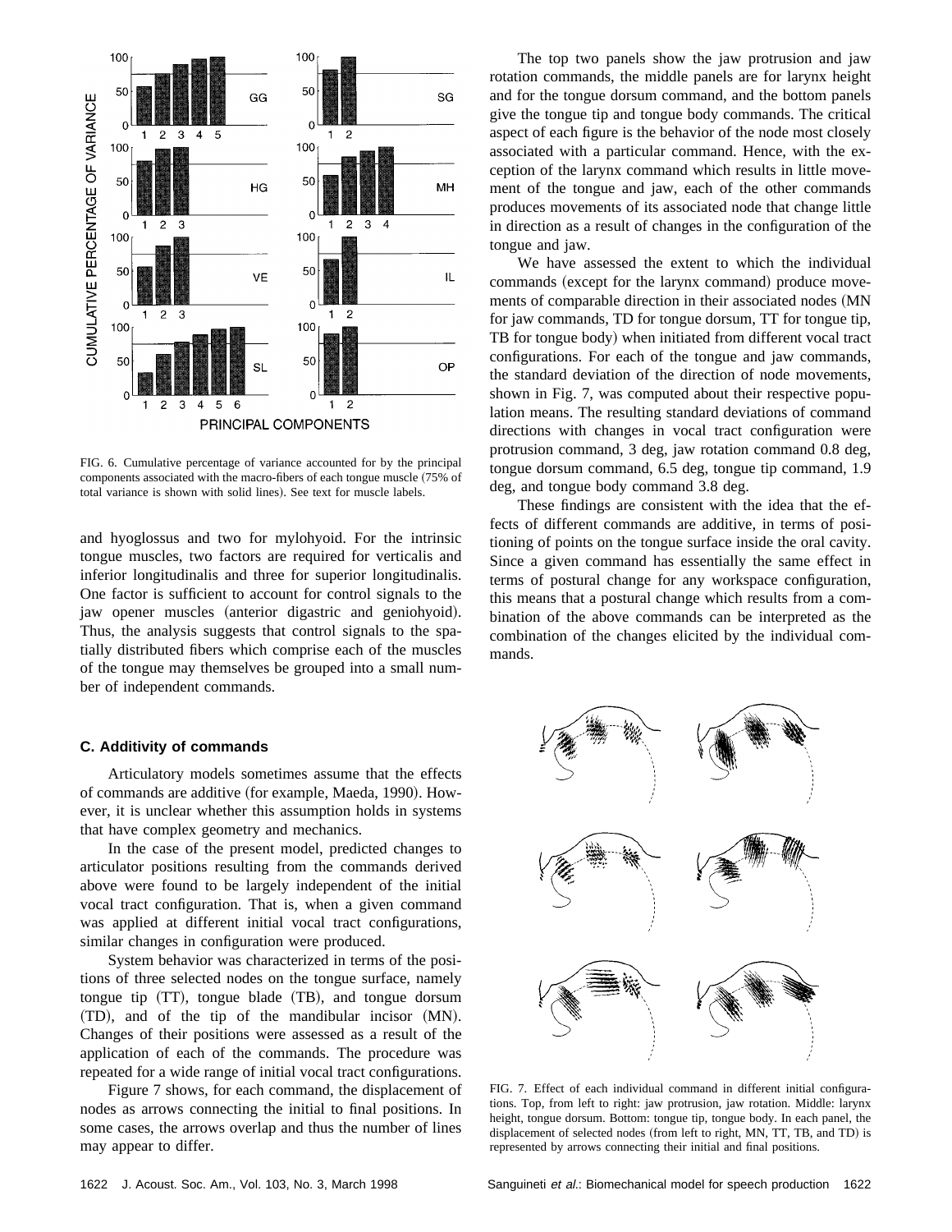FIG. 6. Cumulative percentage of variance accounted for by the principal components associated with the macro-fibers of each tongue muscle (75% of total variance is shown with solid lines). See text for muscle labels.

and hyoglossus and two for mylohyoid. For the intrinsic tongue muscles, two factors are required for verticalis and inferior longitudinalis and three for superior longitudinalis. One factor is sufficient to account for control signals to the jaw opener muscles (anterior digastric and geniohyoid). Thus, the analysis suggests that control signals to the spatially distributed fibers which comprise each of the muscles of the tongue may themselves be grouped into a small number of independent commands.

### C. Additivity of commands

Articulatory models sometimes assume that the effects of commands are additive (for example, Maeda, 1990). However, it is unclear whether this assumption holds in systems that have complex geometry and mechanics.

In the case of the present model, predicted changes to articulator positions resulting from the commands derived above were found to be largely independent of the initial vocal tract configuration. That is, when a given command was applied at different initial vocal tract configurations, similar changes in configuration were produced.

System behavior was characterized in terms of the positions of three selected nodes on the tongue surface, namely tongue tip (TT), tongue blade (TB), and tongue dorsum (TD), and of the tip of the mandibular incisor (MN). Changes of their positions were assessed as a result of the application of each of the commands. The procedure was repeated for a wide range of initial vocal tract configurations.

Figure 7 shows, for each command, the displacement of nodes as arrows connecting the initial to final positions. In some cases, the arrows overlap and thus the number of lines may appear to differ.

The top two panels show the jaw protrusion and jaw rotation commands, the middle panels are for larynx height and for the tongue dorsum command, and the bottom panels give the tongue tip and tongue body commands. The critical aspect of each figure is the behavior of the node most closely associated with a particular command. Hence, with the exception of the larynx command which results in little movement of the tongue and jaw, each of the other commands produces movements of its associated node that change little in direction as a result of changes in the configuration of the tongue and jaw.

We have assessed the extent to which the individual commands (except for the larynx command) produce movements of comparable direction in their associated nodes (MN for jaw commands, TD for tongue dorsum, TT for tongue tip, TB for tongue body) when initiated from different vocal tract configurations. For each of the tongue and jaw commands, the standard deviation of the direction of node movements, shown in Fig. 7, was computed about their respective population means. The resulting standard deviations of command directions with changes in vocal tract configuration were protrusion command, 3 deg, jaw rotation command 0.8 deg, tongue dorsum command, 6.5 deg, tongue tip command, 1.9 deg, and tongue body command 3.8 deg.

These findings are consistent with the idea that the effects of different commands are additive, in terms of positioning of points on the tongue surface inside the oral cavity. Since a given command has essentially the same effect in terms of postural change for any workspace configuration, this means that a postural change which results from a combination of the above commands can be interpreted as the combination of the changes elicited by the individual commands.

FIG. 7. Effect of each individual command in different initial configurations. Top, from left to right: jaw protrusion, jaw rotation. Middle: larynx height, tongue dorsum. Bottom: tongue tip, tongue body. In each panel, the displacement of selected nodes (from left to right, MN, TT, TB, and TD) is represented by arrows connecting their initial and final positions.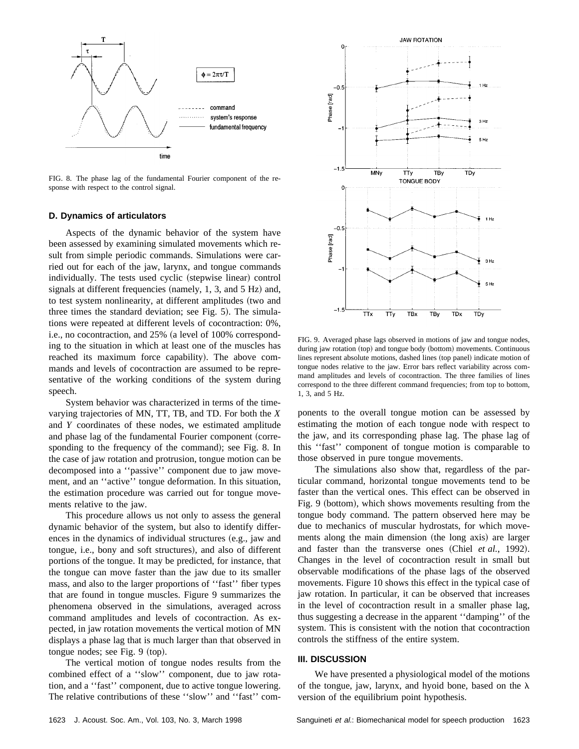FIG. 8. The phase lag of the fundamental Fourier component of the response with respect to the control signal.

### D. Dynamics of articulators

Aspects of the dynamic behavior of the system have been assessed by examining simulated movements which result from simple periodic commands. Simulations were carried out for each of the jaw, larynx, and tongue commands individually. The tests used cyclic (stepwise linear) control signals at different frequencies (namely, 1, 3, and 5 Hz) and, to test system nonlinearity, at different amplitudes (two and three times the standard deviation; see Fig. 5). The simulations were repeated at different levels of cocontraction: 0%, i.e., no cocontraction, and 25% (a level of 100% corresponding to the situation in which at least one of the muscles has reached its maximum force capability). The above commands and levels of cocontraction are assumed to be representative of the working conditions of the system during speech.

System behavior was characterized in terms of the time-varying trajectories of MN, TT, TB, and TD. For both the $X$ and $Y$ coordinates of these nodes, we estimated amplitude and phase lag of the fundamental Fourier component (corresponding to the frequency of the command); see Fig. 8. In the case of jaw rotation and protrusion, tongue motion can be decomposed into a ''passive'' component due to jaw movement, and an ''active'' tongue deformation. In this situation, the estimation procedure was carried out for tongue movements relative to the jaw.

This procedure allows us not only to assess the general dynamic behavior of the system, but also to identify differences in the dynamics of individual structures (e.g., jaw and tongue, i.e., bony and soft structures), and also of different portions of the tongue. It may be predicted, for instance, that the tongue can move faster than the jaw due to its smaller mass, and also to the larger proportions of ''fast'' fiber types that are found in tongue muscles. Figure 9 summarizes the phenomena observed in the simulations, averaged across command amplitudes and levels of cocontraction. As expected, in jaw rotation movements the vertical motion of MN displays a phase lag that is much larger than that observed in tongue nodes; see Fig. 9 (top).

The vertical motion of tongue nodes results from the combined effect of a ''slow'' component, due to jaw rotation, and a ''fast'' component, due to active tongue lowering. The relative contributions of these ''slow'' and ''fast'' components to the overall tongue motion can be assessed by estimating the motion of each tongue node with respect to the jaw, and its corresponding phase lag. The phase lag of this ''fast'' component of tongue motion is comparable to those observed in pure tongue movements.

FIG. 9. Averaged phase lags observed in motions of jaw and tongue nodes, during jaw rotation (top) and tongue body (bottom) movements. Continuous lines represent absolute motions, dashed lines (top panel) indicate motion of tongue nodes relative to the jaw. Error bars reflect variability across command amplitudes and levels of cocontraction. The three families of lines correspond to the three different command frequencies; from top to bottom, 1, 3, and 5 Hz.

The simulations also show that, regardless of the particular command, horizontal tongue movements tend to be faster than the vertical ones. This effect can be observed in Fig. 9 (bottom), which shows movements resulting from the tongue body command. The pattern observed here may be due to mechanics of muscular hydrostats, for which movements along the main dimension (the long axis) are larger and faster than the transverse ones (Chiel *et al.*, 1992). Changes in the level of cocontraction result in small but observable modifications of the phase lags of the observed movements. Figure 10 shows this effect in the typical case of jaw rotation. In particular, it can be observed that increases in the level of cocontraction result in a smaller phase lag, thus suggesting a decrease in the apparent ''damping'' of the system. This is consistent with the notion that cocontraction controls the stiffness of the entire system.

## III. DISCUSSION

We have presented a physiological model of the motions of the tongue, jaw, larynx, and hyoid bone, based on the $\lambda$ version of the equilibrium point hypothesis.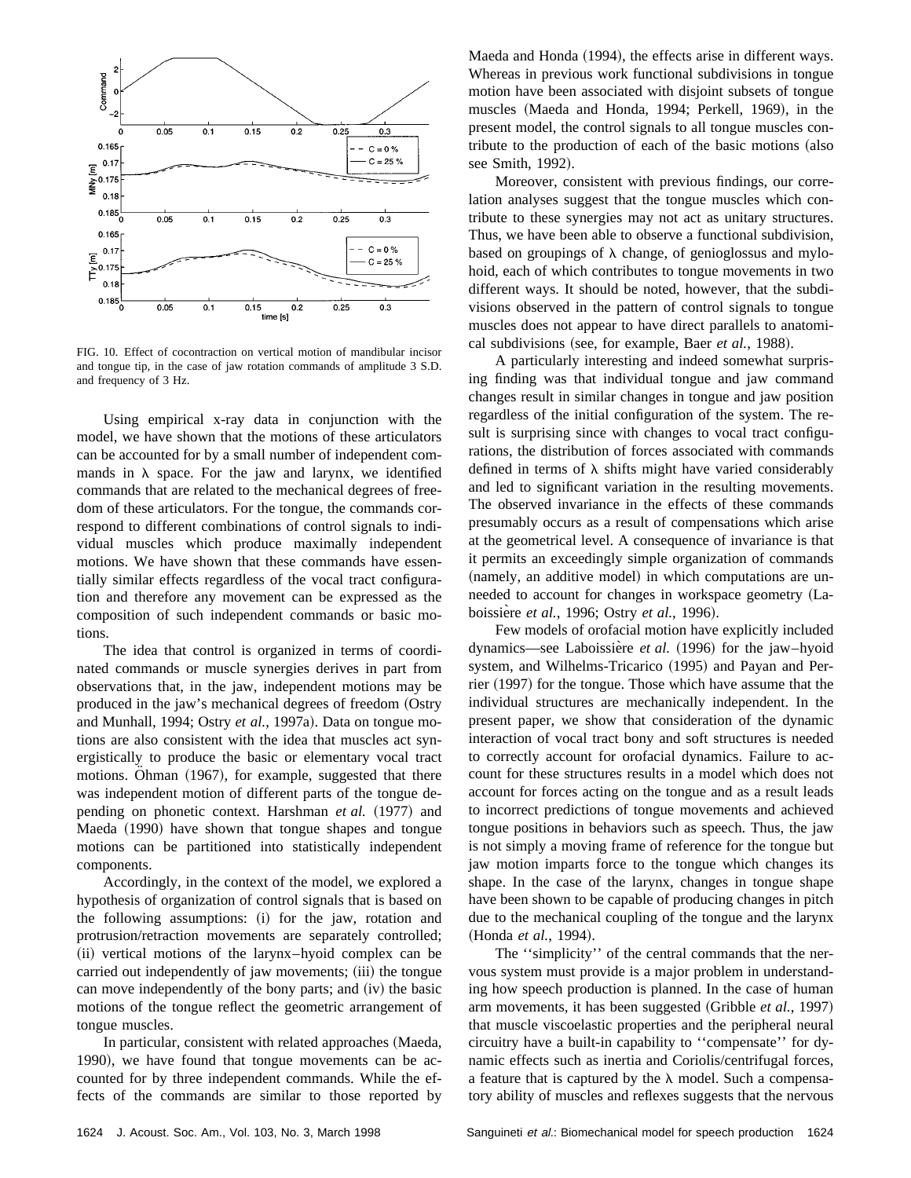FIG. 10. Effect of cocontraction on vertical motion of mandibular incisor and tongue tip, in the case of jaw rotation commands of amplitude 3 S.D. and frequency of 3 Hz.

Using empirical x-ray data in conjunction with the model, we have shown that the motions of these articulators can be accounted for by a small number of independent commands in $\lambda$ space. For the jaw and larynx, we identified commands that are related to the mechanical degrees of freedom of these articulators. For the tongue, the commands correspond to different combinations of control signals to individual muscles which produce maximally independent motions. We have shown that these commands have essentially similar effects regardless of the vocal tract configuration and therefore any movement can be expressed as the composition of such independent commands or basic motions.

The idea that control is organized in terms of coordinated commands or muscle synergies derives in part from observations that, in the jaw, independent motions may be produced in the jaw's mechanical degrees of freedom (Ostry and Munhall, 1994; Ostry *et al.*, 1997a). Data on tongue motions are also consistent with the idea that muscles act synergistically to produce the basic or elementary vocal tract motions. Öhman (1967), for example, suggested that there was independent motion of different parts of the tongue depending on phonetic context. Harshman *et al.* (1977) and Maeda (1990) have shown that tongue shapes and tongue motions can be partitioned into statistically independent components.

Accordingly, in the context of the model, we explored a hypothesis of organization of control signals that is based on the following assumptions: (i) for the jaw, rotation and protrusion/retraction movements are separately controlled; (ii) vertical motions of the larynx–hyoid complex can be carried out independently of jaw movements; (iii) the tongue can move independently of the bony parts; and (iv) the basic motions of the tongue reflect the geometric arrangement of tongue muscles.

In particular, consistent with related approaches (Maeda, 1990), we have found that tongue movements can be accounted for by three independent commands. While the effects of the commands are similar to those reported by Maeda and Honda (1994), the effects arise in different ways. Whereas in previous work functional subdivisions in tongue motion have been associated with disjoint subsets of tongue muscles (Maeda and Honda, 1994; Perkell, 1969), in the present model, the control signals to all tongue muscles contribute to the production of each of the basic motions (also see Smith, 1992).

Moreover, consistent with previous findings, our correlation analyses suggest that the tongue muscles which contribute to these synergies may not act as unitary structures. Thus, we have been able to observe a functional subdivision, based on groupings of $\lambda$ change, of genioglossus and mylohoid, each of which contributes to tongue movements in two different ways. It should be noted, however, that the subdivisions observed in the pattern of control signals to tongue muscles does not appear to have direct parallels to anatomical subdivisions (see, for example, Baer *et al.*, 1988).

A particularly interesting and indeed somewhat surprising finding was that individual tongue and jaw command changes result in similar changes in tongue and jaw position regardless of the initial configuration of the system. The result is surprising since with changes to vocal tract configurations, the distribution of forces associated with commands defined in terms of $\lambda$ shifts might have varied considerably and led to significant variation in the resulting movements. The observed invariance in the effects of these commands presumably occurs as a result of compensations which arise at the geometrical level. A consequence of invariance is that it permits an exceedingly simple organization of commands (namely, an additive model) in which computations are unneeded to account for changes in workspace geometry (Laboissière *et al.*, 1996; Ostry *et al.*, 1996).

Few models of orofacial motion have explicitly included dynamics—see Laboissière *et al.* (1996) for the jaw–hyoid system, and Wilhelms-Tricarico (1995) and Payan and Perrier (1997) for the tongue. Those which have assume that the individual structures are mechanically independent. In the present paper, we show that consideration of the dynamic interaction of vocal tract bony and soft structures is needed to correctly account for orofacial dynamics. Failure to account for these structures results in a model which does not account for forces acting on the tongue and as a result leads to incorrect predictions of tongue movements and achieved tongue positions in behaviors such as speech. Thus, the jaw is not simply a moving frame of reference for the tongue but jaw motion imparts force to the tongue which changes its shape. In the case of the larynx, changes in tongue shape have been shown to be capable of producing changes in pitch due to the mechanical coupling of the tongue and the larynx (Honda *et al.*, 1994).

The "simplicity" of the central commands that the nervous system must provide is a major problem in understanding how speech production is planned. In the case of human arm movements, it has been suggested (Gribble *et al.*, 1997) that muscle viscoelastic properties and the peripheral neural circuitry have a built-in capability to "compensate" for dynamic effects such as inertia and Coriolis/centrifugal forces, a feature that is captured by the $\lambda$ model. Such a compensatory ability of muscles and reflexes suggests that the nervous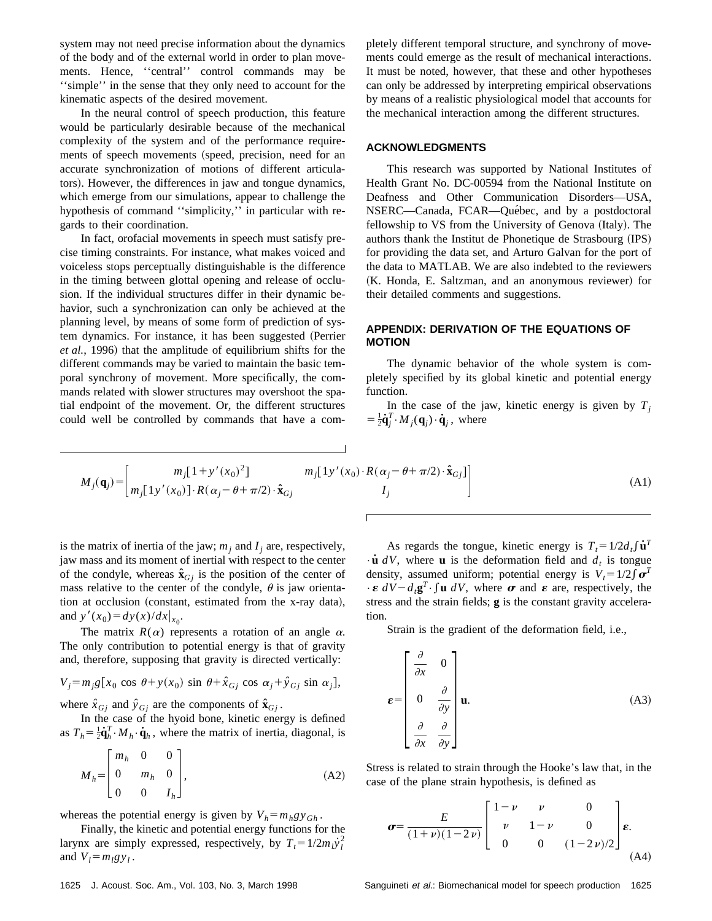system may not need precise information about the dynamics of the body and of the external world in order to plan movements. Hence, ''central'' control commands may be ''simple'' in the sense that they only need to account for the kinematic aspects of the desired movement.

In the neural control of speech production, this feature would be particularly desirable because of the mechanical complexity of the system and of the performance requirements of speech movements (speed, precision, need for an accurate synchronization of motions of different articulators). However, the differences in jaw and tongue dynamics, which emerge from our simulations, appear to challenge the hypothesis of command ''simplicity,'' in particular with regards to their coordination.

In fact, orofacial movements in speech must satisfy precise timing constraints. For instance, what makes voiced and voiceless stops perceptually distinguishable is the difference in the timing between glottal opening and release of occlusion. If the individual structures differ in their dynamic behavior, such a synchronization can only be achieved at the planning level, by means of some form of prediction of system dynamics. For instance, it has been suggested (Perrier *et al.*, 1996) that the amplitude of equilibrium shifts for the different commands may be varied to maintain the basic temporal synchrony of movement. More specifically, the commands related with slower structures may overshoot the spatial endpoint of the movement. Or, the different structures could well be controlled by commands that have a completely different temporal structure, and synchrony of movements could emerge as the result of mechanical interactions. It must be noted, however, that these and other hypotheses can only be addressed by interpreting empirical observations by means of a realistic physiological model that accounts for the mechanical interaction among the different structures.

## ACKNOWLEDGMENTS

This research was supported by National Institutes of Health Grant No. DC-00594 from the National Institute on Deafness and Other Communication Disorders—USA, NSERC—Canada, FCAR—Québec, and by a postdoctoral fellowship to VS from the University of Genova (Italy). The authors thank the Institut de Phonetique de Strasbourg (IPS) for providing the data set, and Arturo Galvan for the port of the data to MATLAB. We are also indebted to the reviewers (K. Honda, E. Saltzman, and an anonymous reviewer) for their detailed comments and suggestions.

## APPENDIX: DERIVATION OF THE EQUATIONS OF MOTION

The dynamic behavior of the whole system is completely specified by its global kinetic and potential energy function.

In the case of the jaw, kinetic energy is given by $T_j = \frac{1}{2}\dot{\mathbf{q}}_j^T \cdot M_j(\mathbf{q}_j) \cdot \dot{\mathbf{q}}_j$, where

$$M_j(\mathbf{q}_j) = \begin{bmatrix} m_j[1+y'(x_0)^2] & m_j[1y'(x_0)\cdot R(\alpha_j-\theta+\pi/2)\cdot\hat{\mathbf{x}}_{Gj}] \\ m_j[1y'(x_0)]\cdot R(\alpha_j-\theta+\pi/2)\cdot\hat{\mathbf{x}}_{Gj} & I_j \end{bmatrix} \tag{A1}$$

is the matrix of inertia of the jaw; $m_j$ and $I_j$ are, respectively, jaw mass and its moment of inertial with respect to the center of the condyle, whereas $\hat{\mathbf{x}}_{Gj}$ is the position of the center of mass relative to the center of the condyle, $\theta$ is jaw orientation at occlusion (constant, estimated from the x-ray data), and $y'(x_0) = dy(x)/dx|_{x_0}$.

The matrix $R(\alpha)$ represents a rotation of an angle $\alpha$. The only contribution to potential energy is that of gravity and, therefore, supposing that gravity is directed vertically:

$$V_j = m_j g[x_0 \cos\theta + y(x_0)\sin\theta + \hat{x}_{Gj}\cos\alpha_j + \hat{y}_{Gj}\sin\alpha_j],$$

where $\hat{x}_{Gj}$ and $\hat{y}_{Gj}$ are the components of $\hat{\mathbf{x}}_{Gj}$.

In the case of the hyoid bone, kinetic energy is defined as $T_h = \frac{1}{2}\dot{\mathbf{q}}_h^T \cdot M_h \cdot \dot{\mathbf{q}}_h$, where the matrix of inertia, diagonal, is

$$M_h = \begin{bmatrix} m_h & 0 & 0 \\ 0 & m_h & 0 \\ 0 & 0 & I_h \end{bmatrix}, \tag{A2}$$

whereas the potential energy is given by $V_h = m_h g y_{Gh}$.

Finally, the kinetic and potential energy functions for the larynx are simply expressed, respectively, by $T_l = 1/2 m_l \dot{y}_l^2$ and $V_l = m_l g y_l$.

As regards the tongue, kinetic energy is $T_t = 1/2 d_t \int \dot{\mathbf{u}}^T \cdot \dot{\mathbf{u}}\, dV$, where $\mathbf{u}$ is the deformation field and $d_t$ is tongue density, assumed uniform; potential energy is $V_t = 1/2 \int \boldsymbol{\sigma}^T \cdot \boldsymbol{\varepsilon}\, dV - d_t \mathbf{g}^T \cdot \int \mathbf{u}\, dV$, where $\boldsymbol{\sigma}$ and $\boldsymbol{\varepsilon}$ are, respectively, the stress and the strain fields; $\mathbf{g}$ is the constant gravity acceleration.

Strain is the gradient of the deformation field, i.e.,

$$\boldsymbol{\varepsilon} = \begin{bmatrix} \dfrac{\partial}{\partial x} & 0 \\ 0 & \dfrac{\partial}{\partial y} \\ \dfrac{\partial}{\partial x} & \dfrac{\partial}{\partial y} \end{bmatrix} \mathbf{u}. \tag{A3}$$

Stress is related to strain through the Hooke's law that, in the case of the plane strain hypothesis, is defined as

$$\boldsymbol{\sigma} = \frac{E}{(1+\nu)(1-2\nu)} \begin{bmatrix} 1-\nu & \nu & 0 \\ \nu & 1-\nu & 0 \\ 0 & 0 & (1-2\nu)/2 \end{bmatrix} \boldsymbol{\varepsilon}. \tag{A4}$$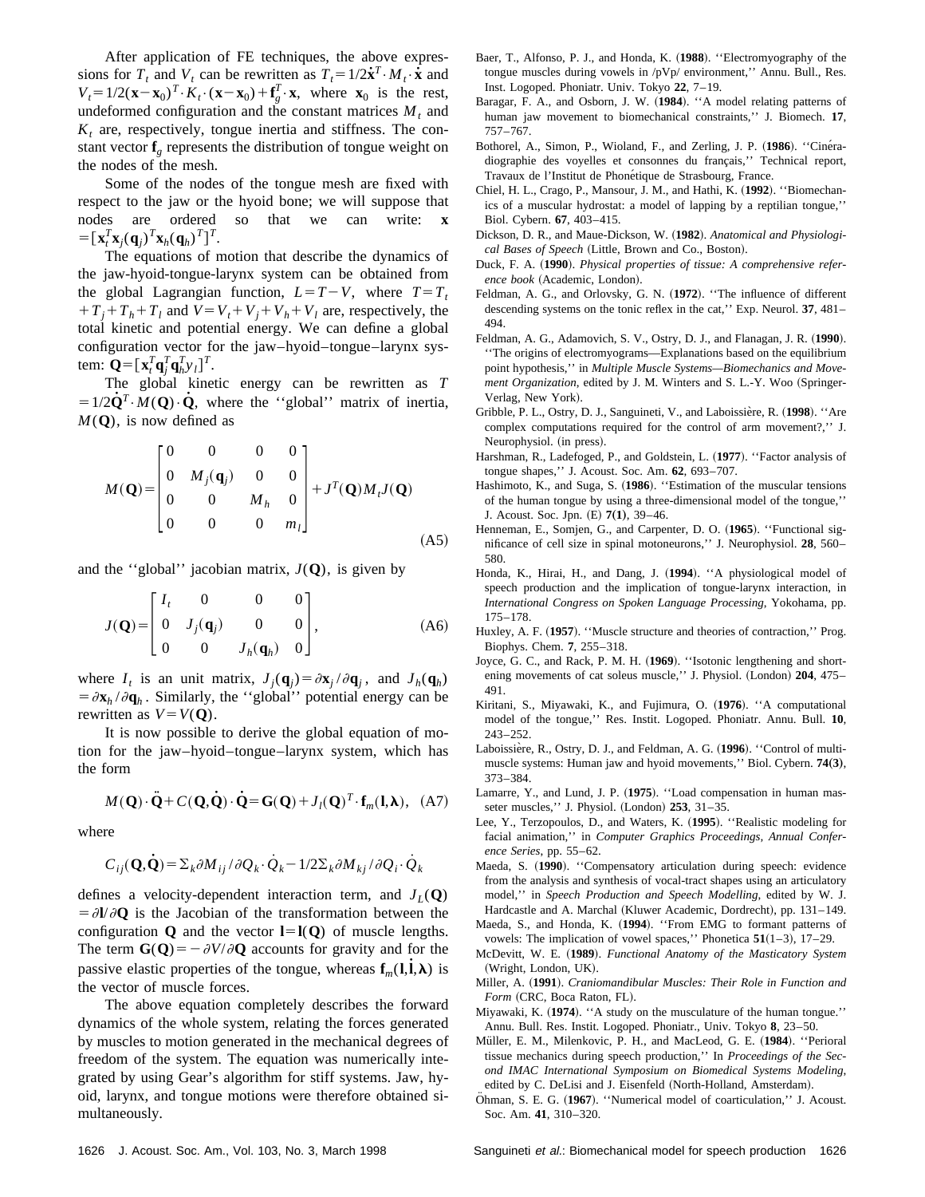After application of FE techniques, the above expressions for $T_t$ and $V_t$ can be rewritten as $T_t = 1/2\dot{\mathbf{x}}^T \cdot M_t \cdot \dot{\mathbf{x}}$ and $V_t = 1/2(\mathbf{x}-\mathbf{x}_0)^T \cdot K_t \cdot (\mathbf{x}-\mathbf{x}_0) + \mathbf{f}_g^T \cdot \mathbf{x}$, where $\mathbf{x}_0$ is the rest, undeformed configuration and the constant matrices $M_t$ and $K_t$ are, respectively, tongue inertia and stiffness. The constant vector $\mathbf{f}_g$ represents the distribution of tongue weight on the nodes of the mesh.

Some of the nodes of the tongue mesh are fixed with respect to the jaw or the hyoid bone; we will suppose that nodes are ordered so that we can write: $\mathbf{x} = [\mathbf{x}_t^T \mathbf{x}_j(\mathbf{q}_j)^T \mathbf{x}_h(\mathbf{q}_h)^T]^T$.

The equations of motion that describe the dynamics of the jaw-hyoid-tongue-larynx system can be obtained from the global Lagrangian function, $L = T - V$, where $T = T_t + T_j + T_h + T_l$ and $V = V_t + V_j + V_h + V_l$ are, respectively, the total kinetic and potential energy. We can define a global configuration vector for the jaw–hyoid–tongue–larynx system: $\mathbf{Q} = [\mathbf{x}_t^T \mathbf{q}_j^T \mathbf{q}_h^T y_l]^T$.

The global kinetic energy can be rewritten as $T = 1/2\dot{\mathbf{Q}}^T \cdot M(\mathbf{Q}) \cdot \dot{\mathbf{Q}}$, where the ''global'' matrix of inertia, $M(\mathbf{Q})$, is now defined as

$$M(\mathbf{Q}) = \begin{bmatrix} 0 & 0 & 0 & 0 \\ 0 & M_j(\mathbf{q}_j) & 0 & 0 \\ 0 & 0 & M_h & 0 \\ 0 & 0 & 0 & m_l \end{bmatrix} + J^T(\mathbf{Q}) M_t J(\mathbf{Q}) \tag{A5}$$

and the ''global'' jacobian matrix, $J(\mathbf{Q})$, is given by

$$J(\mathbf{Q}) = \begin{bmatrix} I_t & 0 & 0 & 0 \\ 0 & J_j(\mathbf{q}_j) & 0 & 0 \\ 0 & 0 & J_h(\mathbf{q}_h) & 0 \end{bmatrix}, \tag{A6}$$

where $I_t$ is an unit matrix, $J_j(\mathbf{q}_j) = \partial \mathbf{x}_j / \partial \mathbf{q}_j$, and $J_h(\mathbf{q}_h) = \partial \mathbf{x}_h / \partial \mathbf{q}_h$. Similarly, the ''global'' potential energy can be rewritten as $V = V(\mathbf{Q})$.

It is now possible to derive the global equation of motion for the jaw–hyoid–tongue–larynx system, which has the form

$$M(\mathbf{Q}) \cdot \ddot{\mathbf{Q}} + C(\mathbf{Q}, \dot{\mathbf{Q}}) \cdot \dot{\mathbf{Q}} = \mathbf{G}(\mathbf{Q}) + J_l(\mathbf{Q})^T \cdot \mathbf{f}_m(\mathbf{l}, \boldsymbol{\lambda}), \tag{A7}$$

where

$$C_{ij}(\mathbf{Q}, \dot{\mathbf{Q}}) = \Sigma_k \partial M_{ij} / \partial Q_k \cdot \dot{Q}_k - 1/2 \Sigma_k \partial M_{kj} / \partial Q_i \cdot \dot{Q}_k$$

defines a velocity-dependent interaction term, and $J_L(\mathbf{Q}) = \partial \mathbf{l} / \partial \mathbf{Q}$ is the Jacobian of the transformation between the configuration $\mathbf{Q}$ and the vector $\mathbf{l} = \mathbf{l}(\mathbf{Q})$ of muscle lengths. The term $\mathbf{G}(\mathbf{Q}) = -\partial V / \partial \mathbf{Q}$ accounts for gravity and for the passive elastic properties of the tongue, whereas $\mathbf{f}_m(\mathbf{l}, \dot{\mathbf{l}}, \boldsymbol{\lambda})$ is the vector of muscle forces.

The above equation completely describes the forward dynamics of the whole system, relating the forces generated by muscles to motion generated in the mechanical degrees of freedom of the system. The equation was numerically integrated by using Gear's algorithm for stiff systems. Jaw, hyoid, larynx, and tongue motions were therefore obtained simultaneously.

Baer, T., Alfonso, P. J., and Honda, K. (**1988**). ''Electromyography of the tongue muscles during vowels in /pVp/ environment,'' Annu. Bull., Res. Inst. Logoped. Phoniatr. Univ. Tokyo **22**, 7–19.

Baragar, F. A., and Osborn, J. W. (**1984**). ''A model relating patterns of human jaw movement to biomechanical constraints,'' J. Biomech. **17**, 757–767.

Bothorel, A., Simon, P., Wioland, F., and Zerling, J. P. (**1986**). ''Cinéradiographie des voyelles et consonnes du français,'' Technical report, Travaux de l'Institut de Phonétique de Strasbourg, France.

Chiel, H. L., Crago, P., Mansour, J. M., and Hathi, K. (**1992**). ''Biomechanics of a muscular hydrostat: a model of lapping by a reptilian tongue,'' Biol. Cybern. **67**, 403–415.

Dickson, D. R., and Maue-Dickson, W. (**1982**). *Anatomical and Physiological Bases of Speech* (Little, Brown and Co., Boston).

Duck, F. A. (**1990**). *Physical properties of tissue: A comprehensive reference book* (Academic, London).

Feldman, A. G., and Orlovsky, G. N. (**1972**). ''The influence of different descending systems on the tonic reflex in the cat,'' Exp. Neurol. **37**, 481–494.

Feldman, A. G., Adamovich, S. V., Ostry, D. J., and Flanagan, J. R. (**1990**). ''The origins of electromyograms—Explanations based on the equilibrium point hypothesis,'' in *Multiple Muscle Systems—Biomechanics and Movement Organization*, edited by J. M. Winters and S. L.-Y. Woo (Springer-Verlag, New York).

Gribble, P. L., Ostry, D. J., Sanguineti, V., and Laboissière, R. (**1998**). ''Are complex computations required for the control of arm movement?,'' J. Neurophysiol. (in press).

Harshman, R., Ladefoged, P., and Goldstein, L. (**1977**). ''Factor analysis of tongue shapes,'' J. Acoust. Soc. Am. **62**, 693–707.

Hashimoto, K., and Suga, S. (**1986**). ''Estimation of the muscular tensions of the human tongue by using a three-dimensional model of the tongue,'' J. Acoust. Soc. Jpn. (E) **7(1)**, 39–46.

Henneman, E., Somjen, G., and Carpenter, D. O. (**1965**). ''Functional significance of cell size in spinal motoneurons,'' J. Neurophysiol. **28**, 560–580.

Honda, K., Hirai, H., and Dang, J. (**1994**). ''A physiological model of speech production and the implication of tongue-larynx interaction, in *International Congress on Spoken Language Processing*, Yokohama, pp. 175–178.

Huxley, A. F. (**1957**). ''Muscle structure and theories of contraction,'' Prog. Biophys. Chem. **7**, 255–318.

Joyce, G. C., and Rack, P. M. H. (**1969**). ''Isotonic lengthening and shortening movements of cat soleus muscle,'' J. Physiol. (London) **204**, 475–491.

Kiritani, S., Miyawaki, K., and Fujimura, O. (**1976**). ''A computational model of the tongue,'' Res. Instit. Logoped. Phoniatr. Annu. Bull. **10**, 243–252.

Laboissière, R., Ostry, D. J., and Feldman, A. G. (**1996**). ''Control of multimuscle systems: Human jaw and hyoid movements,'' Biol. Cybern. **74(3)**, 373–384.

Lamarre, Y., and Lund, J. P. (**1975**). ''Load compensation in human masseter muscles,'' J. Physiol. (London) **253**, 31–35.

Lee, Y., Terzopoulos, D., and Waters, K. (**1995**). ''Realistic modeling for facial animation,'' in *Computer Graphics Proceedings, Annual Conference Series*, pp. 55–62.

Maeda, S. (**1990**). ''Compensatory articulation during speech: evidence from the analysis and synthesis of vocal-tract shapes using an articulatory model,'' in *Speech Production and Speech Modelling*, edited by W. J. Hardcastle and A. Marchal (Kluwer Academic, Dordrecht), pp. 131–149.

Maeda, S., and Honda, K. (**1994**). ''From EMG to formant patterns of vowels: The implication of vowel spaces,'' Phonetica **51**(1–3), 17–29.

McDevitt, W. E. (**1989**). *Functional Anatomy of the Masticatory System* (Wright, London, UK).

Miller, A. (**1991**). *Craniomandibular Muscles: Their Role in Function and Form* (CRC, Boca Raton, FL).

Miyawaki, K. (**1974**). ''A study on the musculature of the human tongue.'' Annu. Bull. Res. Instit. Logoped. Phoniatr., Univ. Tokyo **8**, 23–50.

Müller, E. M., Milenkovic, P. H., and MacLeod, G. E. (**1984**). ''Perioral tissue mechanics during speech production,'' In *Proceedings of the Second IMAC International Symposium on Biomedical Systems Modeling*, edited by C. DeLisi and J. Eisenfeld (North-Holland, Amsterdam).

Öhman, S. E. G. (**1967**). ''Numerical model of coarticulation,'' J. Acoust. Soc. Am. **41**, 310–320.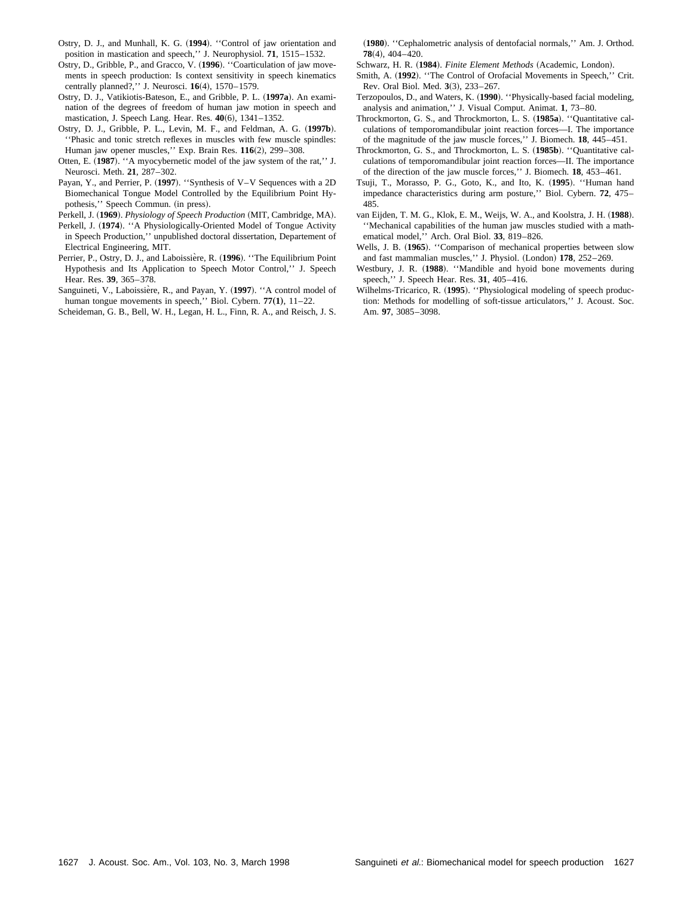Ostry, D. J., and Munhall, K. G. (**1994**). ''Control of jaw orientation and position in mastication and speech,'' J. Neurophysiol. **71**, 1515–1532.

Ostry, D., Gribble, P., and Gracco, V. (**1996**). ''Coarticulation of jaw movements in speech production: Is context sensitivity in speech kinematics centrally planned?,'' J. Neurosci. **16**(4), 1570–1579.

Ostry, D. J., Vatikiotis-Bateson, E., and Gribble, P. L. (**1997a**). An examination of the degrees of freedom of human jaw motion in speech and mastication, J. Speech Lang. Hear. Res. **40**(6), 1341–1352.

Ostry, D. J., Gribble, P. L., Levin, M. F., and Feldman, A. G. (**1997b**). ''Phasic and tonic stretch reflexes in muscles with few muscle spindles: Human jaw opener muscles,'' Exp. Brain Res. **116**(2), 299–308.

Otten, E. (**1987**). ''A myocybernetic model of the jaw system of the rat,'' J. Neurosci. Meth. **21**, 287–302.

Payan, Y., and Perrier, P. (**1997**). ''Synthesis of V–V Sequences with a 2D Biomechanical Tongue Model Controlled by the Equilibrium Point Hypothesis,'' Speech Commun. (in press).

Perkell, J. (**1969**). *Physiology of Speech Production* (MIT, Cambridge, MA).

Perkell, J. (**1974**). ''A Physiologically-Oriented Model of Tongue Activity in Speech Production,'' unpublished doctoral dissertation, Departement of Electrical Engineering, MIT.

Perrier, P., Ostry, D. J., and Laboissière, R. (**1996**). ''The Equilibrium Point Hypothesis and Its Application to Speech Motor Control,'' J. Speech Hear. Res. **39**, 365–378.

Sanguineti, V., Laboissière, R., and Payan, Y. (**1997**). ''A control model of human tongue movements in speech,'' Biol. Cybern. **77(1)**, 11–22.

Scheideman, G. B., Bell, W. H., Legan, H. L., Finn, R. A., and Reisch, J. S. (**1980**). ''Cephalometric analysis of dentofacial normals,'' Am. J. Orthod. **78**(4), 404–420.

Schwarz, H. R. (**1984**). *Finite Element Methods* (Academic, London).

Smith, A. (**1992**). ''The Control of Orofacial Movements in Speech,'' Crit. Rev. Oral Biol. Med. **3**(3), 233–267.

Terzopoulos, D., and Waters, K. (**1990**). ''Physically-based facial modeling, analysis and animation,'' J. Visual Comput. Animat. **1**, 73–80.

Throckmorton, G. S., and Throckmorton, L. S. (**1985a**). ''Quantitative calculations of temporomandibular joint reaction forces—I. The importance of the magnitude of the jaw muscle forces,'' J. Biomech. **18**, 445–451.

Throckmorton, G. S., and Throckmorton, L. S. (**1985b**). ''Quantitative calculations of temporomandibular joint reaction forces—II. The importance of the direction of the jaw muscle forces,'' J. Biomech. **18**, 453–461.

Tsuji, T., Morasso, P. G., Goto, K., and Ito, K. (**1995**). ''Human hand impedance characteristics during arm posture,'' Biol. Cybern. **72**, 475–485.

van Eijden, T. M. G., Klok, E. M., Weijs, W. A., and Koolstra, J. H. (**1988**). ''Mechanical capabilities of the human jaw muscles studied with a mathematical model,'' Arch. Oral Biol. **33**, 819–826.

Wells, J. B. (**1965**). ''Comparison of mechanical properties between slow and fast mammalian muscles,'' J. Physiol. (London) **178**, 252–269.

Westbury, J. R. (**1988**). ''Mandible and hyoid bone movements during speech,'' J. Speech Hear. Res. **31**, 405–416.

Wilhelms-Tricarico, R. (**1995**). ''Physiological modeling of speech production: Methods for modelling of soft-tissue articulators,'' J. Acoust. Soc. Am. **97**, 3085–3098.